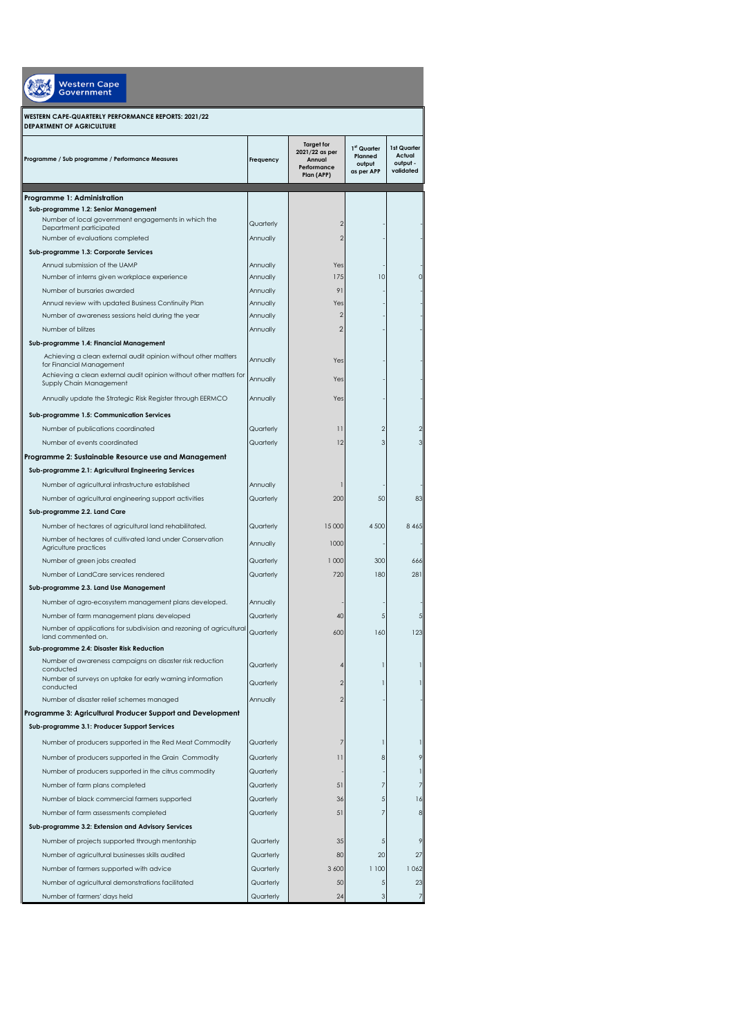Western Cape Government

**WESTERN CAPE-QUARTERLY PERFORMANCE REPORTS: 2021/22**
**DEPARTMENT OF AGRICULTURE**

| Programme / Sub programme / Performance Measures | Frequency | Target for 2021/22 as per Annual Performance Plan (APP) | 1st Quarter Planned output as per APP | 1st Quarter Actual output - validated |
|---|---|---|---|---|
| **Programme 1: Administration** | | | | |
| **Sub-programme 1.2: Senior Management** | | | | |
| Number of local government engagements in which the Department participated | Quarterly | 2 | - | - |
| Number of evaluations completed | Annually | 2 | - | - |
| **Sub-programme 1.3: Corporate Services** | | | | |
| Annual submission of the UAMP | Annually | Yes | - | - |
| Number of interns given workplace experience | Annually | 175 | 10 | 0 |
| Number of bursaries awarded | Annually | 91 | - | - |
| Annual review with updated Business Continuity Plan | Annually | Yes | - | - |
| Number of awareness sessions held during the year | Annually | 2 | - | - |
| Number of blitzes | Annually | 2 | - | - |
| **Sub-programme 1.4: Financial Management** | | | | |
| Achieving a clean external audit opinion without other matters for Financial Management | Annually | Yes | - | - |
| Achieving a clean external audit opinion without other matters for Supply Chain Management | Annually | Yes | - | - |
| Annually update the Strategic Risk Register through EERMCO | Annually | Yes | - | - |
| **Sub-programme 1.5: Communication Services** | | | | |
| Number of publications coordinated | Quarterly | 11 | 2 | 2 |
| Number of events coordinated | Quarterly | 12 | 3 | 3 |
| **Programme 2: Sustainable Resource use and Management** | | | | |
| **Sub-programme 2.1: Agricultural Engineering Services** | | | | |
| Number of agricultural infrastructure established | Annually | 1 | - | - |
| Number of agricultural engineering support activities | Quarterly | 200 | 50 | 83 |
| **Sub-programme 2.2. Land Care** | | | | |
| Number of hectares of agricultural land rehabilitated. | Quarterly | 15 000 | 4 500 | 8 465 |
| Number of hectares of cultivated land under Conservation Agriculture practices | Annually | 1000 | - | - |
| Number of green jobs created | Quarterly | 1 000 | 300 | 666 |
| Number of LandCare services rendered | Quarterly | 720 | 180 | 281 |
| **Sub-programme 2.3. Land Use Management** | | | | |
| Number of agro-ecosystem management plans developed. | Annually | - | - | - |
| Number of farm management plans developed | Quarterly | 40 | 5 | 5 |
| Number of applications for subdivision and rezoning of agricultural land commented on. | Quarterly | 600 | 160 | 123 |
| **Sub-programme 2.4: Disaster Risk Reduction** | | | | |
| Number of awareness campaigns on disaster risk reduction conducted | Quarterly | 4 | 1 | 1 |
| Number of surveys on uptake for early warning information conducted | Quarterly | 2 | 1 | 1 |
| Number of disaster relief schemes managed | Annually | 2 | - | - |
| **Programme 3: Agricultural Producer Support and Development** | | | | |
| **Sub-programme 3.1: Producer Support Services** | | | | |
| Number of producers supported in the Red Meat Commodity | Quarterly | 7 | 1 | 1 |
| Number of producers supported in the Grain Commodity | Quarterly | 11 | 8 | 9 |
| Number of producers supported in the citrus commodity | Quarterly | - | - | 1 |
| Number of farm plans completed | Quarterly | 51 | 7 | 7 |
| Number of black commercial farmers supported | Quarterly | 36 | 5 | 16 |
| Number of farm assessments completed | Quarterly | 51 | 7 | 8 |
| **Sub-programme 3.2: Extension and Advisory Services** | | | | |
| Number of projects supported through mentorship | Quarterly | 35 | 5 | 9 |
| Number of agricultural businesses skills audited | Quarterly | 80 | 20 | 27 |
| Number of farmers supported with advice | Quarterly | 3 600 | 1 100 | 1 062 |
| Number of agricultural demonstrations facilitated | Quarterly | 50 | 5 | 23 |
| Number of farmers' days held | Quarterly | 24 | 3 | 7 |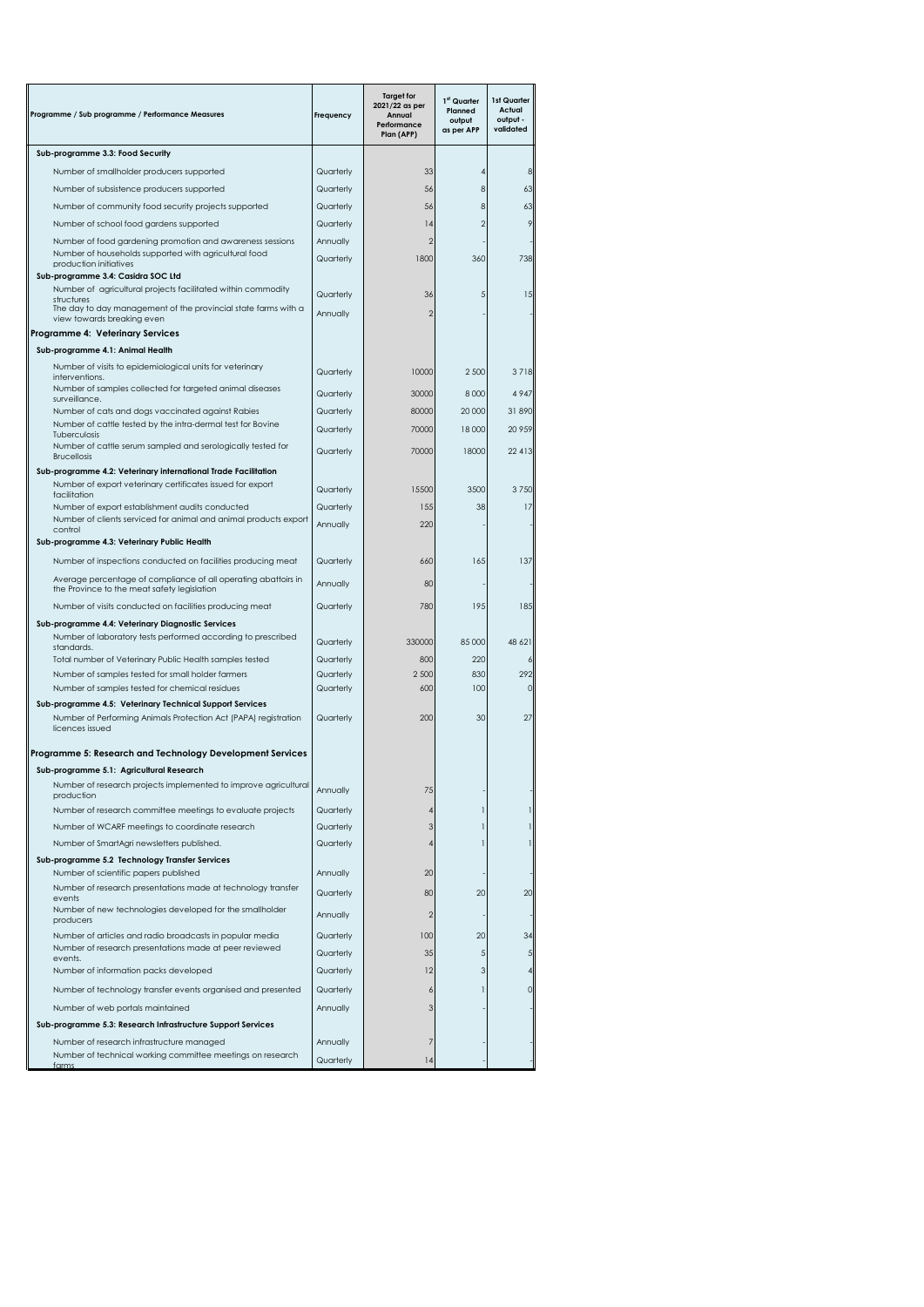| Programme / Sub programme / Performance Measures | Frequency | Target for 2021/22 as per Annual Performance Plan (APP) | 1st Quarter Planned output as per APP | 1st Quarter Actual output - validated |
|---|---|---|---|---|
| **Sub-programme 3.3: Food Security** | | | | |
| Number of smallholder producers supported | Quarterly | 33 | 4 | 8 |
| Number of subsistence producers supported | Quarterly | 56 | 8 | 63 |
| Number of community food security projects supported | Quarterly | 56 | 8 | 63 |
| Number of school food gardens supported | Quarterly | 14 | 2 | 9 |
| Number of food gardening promotion and awareness sessions | Annually | 2 | - | - |
| Number of households supported with agricultural food production initiatives | Quarterly | 1800 | 360 | 738 |
| **Sub-programme 3.4: Casidra SOC Ltd** | | | | |
| Number of agricultural projects facilitated within commodity structures | Quarterly | 36 | 5 | 15 |
| The day to day management of the provincial state farms with a view towards breaking even | Annually | 2 | - | - |
| **Programme 4: Veterinary Services** | | | | |
| **Sub-programme 4.1: Animal Health** | | | | |
| Number of visits to epidemiological units for veterinary interventions. | Quarterly | 10000 | 2 500 | 3 718 |
| Number of samples collected for targeted animal diseases surveillance. | Quarterly | 30000 | 8 000 | 4 947 |
| Number of cats and dogs vaccinated against Rabies | Quarterly | 80000 | 20 000 | 31 890 |
| Number of cattle tested by the intra-dermal test for Bovine Tuberculosis | Quarterly | 70000 | 18 000 | 20 959 |
| Number of cattle serum sampled and serologically tested for Brucellosis | Quarterly | 70000 | 18000 | 22 413 |
| **Sub-programme 4.2: Veterinary International Trade Facilitation** | | | | |
| Number of export veterinary certificates issued for export facilitation | Quarterly | 15500 | 3500 | 3 750 |
| Number of export establishment audits conducted | Quarterly | 155 | 38 | 17 |
| Number of clients serviced for animal and animal products export control | Annually | 220 | - | - |
| **Sub-programme 4.3: Veterinary Public Health** | | | | |
| Number of inspections conducted on facilities producing meat | Quarterly | 660 | 165 | 137 |
| Average percentage of compliance of all operating abattoirs in the Province to the meat safety legislation | Annually | 80 | - | - |
| Number of visits conducted on facilities producing meat | Quarterly | 780 | 195 | 185 |
| **Sub-programme 4.4: Veterinary Diagnostic Services** | | | | |
| Number of laboratory tests performed according to prescribed standards. | Quarterly | 330000 | 85 000 | 48 621 |
| Total number of Veterinary Public Health samples tested | Quarterly | 800 | 220 | 6 |
| Number of samples tested for small holder farmers | Quarterly | 2 500 | 830 | 292 |
| Number of samples tested for chemical residues | Quarterly | 600 | 100 | 0 |
| **Sub-programme 4.5: Veterinary Technical Support Services** | | | | |
| Number of Performing Animals Protection Act (PAPA) registration licences issued | Quarterly | 200 | 30 | 27 |
| **Programme 5: Research and Technology Development Services** | | | | |
| **Sub-programme 5.1: Agricultural Research** | | | | |
| Number of research projects implemented to improve agricultural production | Annually | 75 | - | - |
| Number of research committee meetings to evaluate projects | Quarterly | 4 | 1 | 1 |
| Number of WCARF meetings to coordinate research | Quarterly | 3 | 1 | 1 |
| Number of SmartAgri newsletters published. | Quarterly | 4 | 1 | 1 |
| **Sub-programme 5.2 Technology Transfer Services** | | | | |
| Number of scientific papers published | Annually | 20 | - | - |
| Number of research presentations made at technology transfer events | Quarterly | 80 | 20 | 20 |
| Number of new technologies developed for the smallholder producers | Annually | 2 | - | - |
| Number of articles and radio broadcasts in popular media | Quarterly | 100 | 20 | 34 |
| Number of research presentations made at peer reviewed events. | Quarterly | 35 | 5 | 5 |
| Number of information packs developed | Quarterly | 12 | 3 | 4 |
| Number of technology transfer events organised and presented | Quarterly | 6 | 1 | 0 |
| Number of web portals maintained | Annually | 3 | - | - |
| **Sub-programme 5.3: Research Infrastructure Support Services** | | | | |
| Number of research infrastructure managed | Annually | 7 | - | - |
| Number of technical working committee meetings on research farms | Quarterly | 14 | - | - |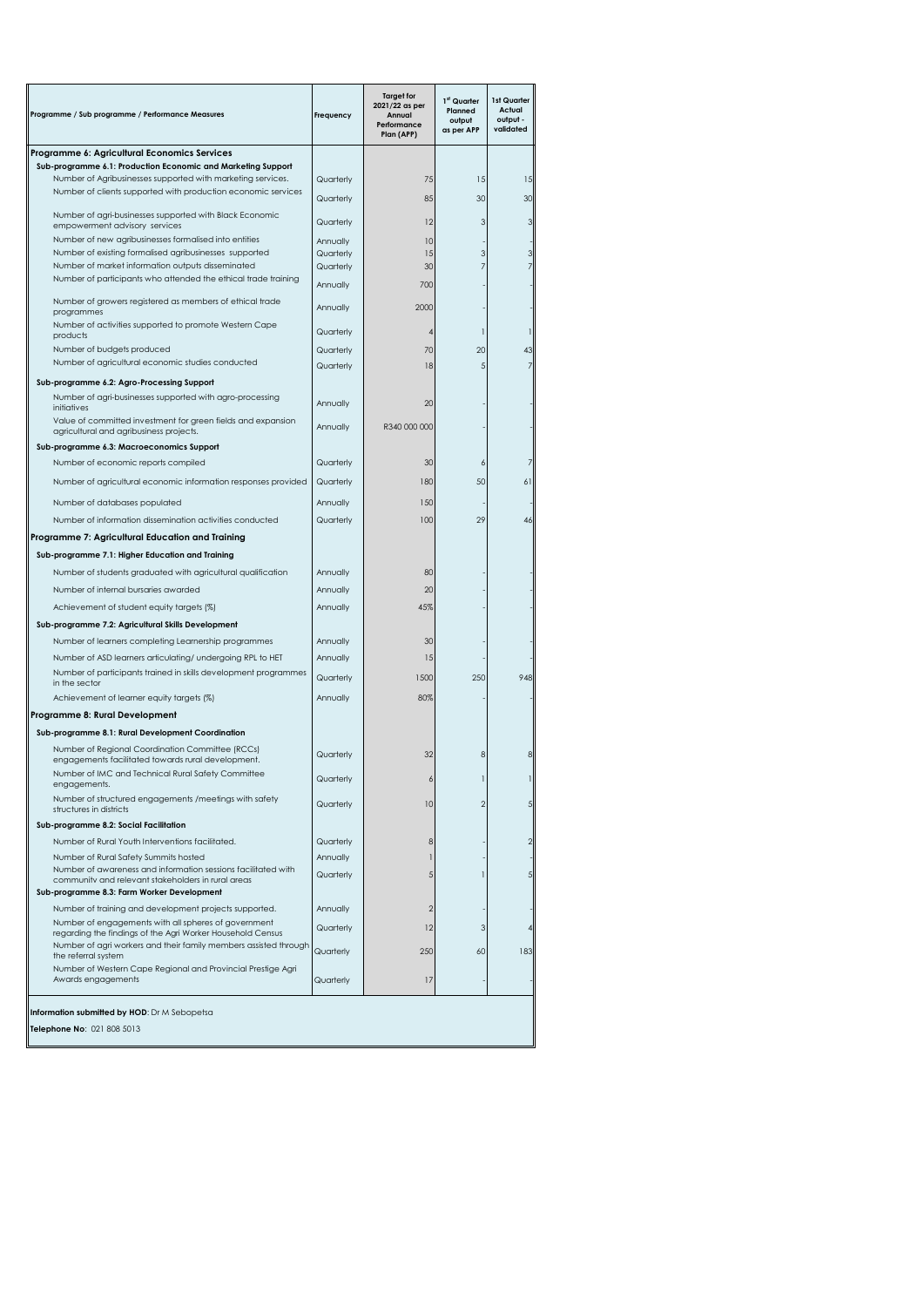| Programme / Sub programme / Performance Measures | Frequency | Target for 2021/22 as per Annual Performance Plan (APP) | 1st Quarter Planned output as per APP | 1st Quarter Actual output - validated |
|---|---|---|---|---|
| **Programme 6: Agricultural Economics Services** | | | | |
| **Sub-programme 6.1: Production Economic and Marketing Support** | | | | |
| Number of Agribusinesses supported with marketing services. | Quarterly | 75 | 15 | 15 |
| Number of clients supported with production economic services | Quarterly | 85 | 30 | 30 |
| Number of agri-businesses supported with Black Economic empowerment advisory services | Quarterly | 12 | 3 | 3 |
| Number of new agribusinesses formalised into entities | Annually | 10 | - | - |
| Number of existing formalised agribusinesses supported | Quarterly | 15 | 3 | 3 |
| Number of market information outputs disseminated | Quarterly | 30 | 7 | 7 |
| Number of participants who attended the ethical trade training | Annually | 700 | - | - |
| Number of growers registered as members of ethical trade programmes | Annually | 2000 | - | - |
| Number of activities supported to promote Western Cape products | Quarterly | 4 | 1 | 1 |
| Number of budgets produced | Quarterly | 70 | 20 | 43 |
| Number of agricultural economic studies conducted | Quarterly | 18 | 5 | 7 |
| **Sub-programme 6.2: Agro-Processing Support** | | | | |
| Number of agri-businesses supported with agro-processing initiatives | Annually | 20 | - | - |
| Value of committed investment for green fields and expansion agricultural and agribusiness projects. | Annually | R340 000 000 | - | - |
| **Sub-programme 6.3: Macroeconomics Support** | | | | |
| Number of economic reports compiled | Quarterly | 30 | 6 | 7 |
| Number of agricultural economic information responses provided | Quarterly | 180 | 50 | 61 |
| Number of databases populated | Annually | 150 | - | - |
| Number of information dissemination activities conducted | Quarterly | 100 | 29 | 46 |
| **Programme 7: Agricultural Education and Training** | | | | |
| **Sub-programme 7.1: Higher Education and Training** | | | | |
| Number of students graduated with agricultural qualification | Annually | 80 | - | - |
| Number of internal bursaries awarded | Annually | 20 | - | - |
| Achievement of student equity targets (%) | Annually | 45% | - | - |
| **Sub-programme 7.2: Agricultural Skills Development** | | | | |
| Number of learners completing Learnership programmes | Annually | 30 | - | - |
| Number of ASD learners articulating/ undergoing RPL to HET | Annually | 15 | - | - |
| Number of participants trained in skills development programmes in the sector | Quarterly | 1500 | 250 | 948 |
| Achievement of learner equity targets (%) | Annually | 80% | - | - |
| **Programme 8: Rural Development** | | | | |
| **Sub-programme 8.1: Rural Development Coordination** | | | | |
| Number of Regional Coordination Committee (RCCs) engagements facilitated towards rural development. | Quarterly | 32 | 8 | 8 |
| Number of IMC and Technical Rural Safety Committee engagements. | Quarterly | 6 | 1 | 1 |
| Number of structured engagements /meetings with safety structures in districts | Quarterly | 10 | 2 | 5 |
| **Sub-programme 8.2: Social Facilitation** | | | | |
| Number of Rural Youth Interventions facilitated. | Quarterly | 8 | - | 2 |
| Number of Rural Safety Summits hosted | Annually | 1 | - | - |
| Number of awareness and information sessions facilitated with community and relevant stakeholders in rural areas | Quarterly | 5 | 1 | 5 |
| **Sub-programme 8.3: Farm Worker Development** | | | | |
| Number of training and development projects supported. | Annually | 2 | - | - |
| Number of engagements with all spheres of government regarding the findings of the Agri Worker Household Census | Quarterly | 12 | 3 | 4 |
| Number of agri workers and their family members assisted through the referral system | Quarterly | 250 | 60 | 183 |
| Number of Western Cape Regional and Provincial Prestige Agri Awards engagements | Quarterly | 17 | - | - |

**Information submitted by HOD**: Dr M Sebopetsa

**Telephone No**: 021 808 5013